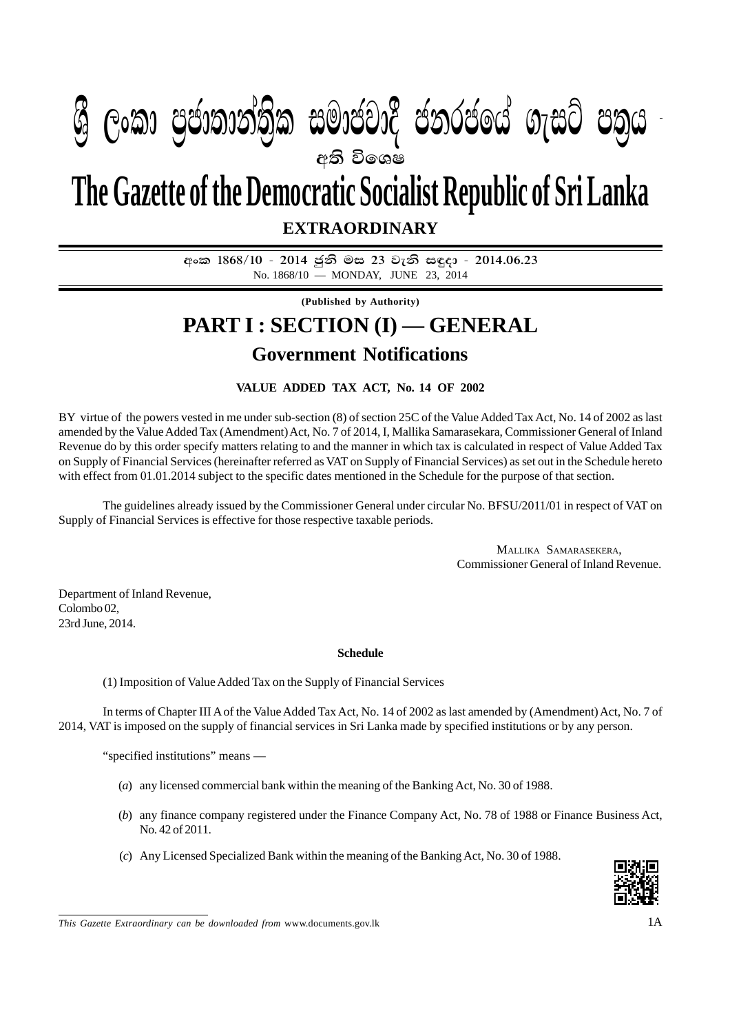# ශ්‍රී ලංකා ප්‍රජාතාන්ත්‍රික සමාජවාදී ජනරජයේ ගැසට් පත්‍රය

**අති විශෙෂ**

# The Gazette of the Democratic Socialist Republic of Sri Lanka

**EXTRAORDINARY**

අංක 1868/10 - 2014 ජුනි මස 23 වැනි සඳුදා - 2014.06.23

No. 1868/10 — MONDAY, JUNE 23, 2014

**(Published by Authority)**

# PART I : SECTION (I) — GENERAL

## Government Notifications

**VALUE ADDED TAX ACT, No. 14 OF 2002**

BY virtue of the powers vested in me under sub-section (8) of section 25C of the Value Added Tax Act, No. 14 of 2002 as last amended by the Value Added Tax (Amendment) Act, No. 7 of 2014, I, Mallika Samarasekara, Commissioner General of Inland Revenue do by this order specify matters relating to and the manner in which tax is calculated in respect of Value Added Tax on Supply of Financial Services (hereinafter referred as VAT on Supply of Financial Services) as set out in the Schedule hereto with effect from 01.01.2014 subject to the specific dates mentioned in the Schedule for the purpose of that section.

The guidelines already issued by the Commissioner General under circular No. BFSU/2011/01 in respect of VAT on Supply of Financial Services is effective for those respective taxable periods.

MALLIKA SAMARASEKERA,
Commissioner General of Inland Revenue.

Department of Inland Revenue,
Colombo 02,
23rd June, 2014.

**Schedule**

(1) Imposition of Value Added Tax on the Supply of Financial Services

In terms of Chapter III A of the Value Added Tax Act, No. 14 of 2002 as last amended by (Amendment) Act, No. 7 of 2014, VAT is imposed on the supply of financial services in Sri Lanka made by specified institutions or by any person.

"specified institutions" means —

(*a*) any licensed commercial bank within the meaning of the Banking Act, No. 30 of 1988.

(*b*) any finance company registered under the Finance Company Act, No. 78 of 1988 or Finance Business Act, No. 42 of 2011.

(*c*) Any Licensed Specialized Bank within the meaning of the Banking Act, No. 30 of 1988.

*This Gazette Extraordinary can be downloaded from* www.documents.gov.lk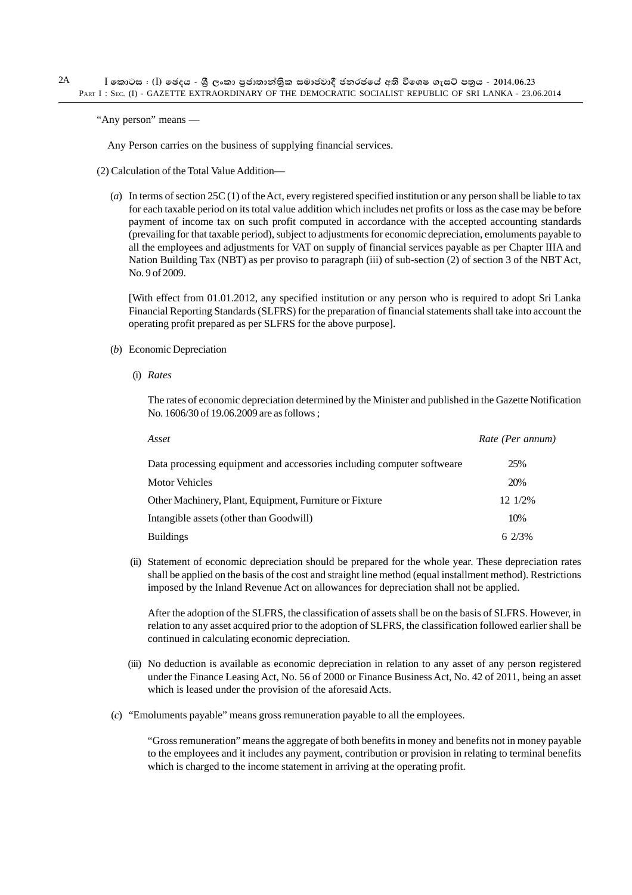"Any person" means —

Any Person carries on the business of supplying financial services.

(2) Calculation of the Total Value Addition—

(*a*) In terms of section 25C (1) of the Act, every registered specified institution or any person shall be liable to tax for each taxable period on its total value addition which includes net profits or loss as the case may be before payment of income tax on such profit computed in accordance with the accepted accounting standards (prevailing for that taxable period), subject to adjustments for economic depreciation, emoluments payable to all the employees and adjustments for VAT on supply of financial services payable as per Chapter IIIA and Nation Building Tax (NBT) as per proviso to paragraph (iii) of sub-section (2) of section 3 of the NBT Act, No. 9 of 2009.

[With effect from 01.01.2012, any specified institution or any person who is required to adopt Sri Lanka Financial Reporting Standards (SLFRS) for the preparation of financial statements shall take into account the operating profit prepared as per SLFRS for the above purpose].

(*b*) Economic Depreciation

(i) *Rates*

The rates of economic depreciation determined by the Minister and published in the Gazette Notification No. 1606/30 of 19.06.2009 are as follows ;

| *Asset* | *Rate (Per annum)* |
|---|---|
| Data processing equipment and accessories including computer softweare | 25% |
| Motor Vehicles | 20% |
| Other Machinery, Plant, Equipment, Furniture or Fixture | 12 1/2% |
| Intangible assets (other than Goodwill) | 10% |
| Buildings | 6 2/3% |

(ii) Statement of economic depreciation should be prepared for the whole year. These depreciation rates shall be applied on the basis of the cost and straight line method (equal installment method). Restrictions imposed by the Inland Revenue Act on allowances for depreciation shall not be applied.

After the adoption of the SLFRS, the classification of assets shall be on the basis of SLFRS. However, in relation to any asset acquired prior to the adoption of SLFRS, the classification followed earlier shall be continued in calculating economic depreciation.

(iii) No deduction is available as economic depreciation in relation to any asset of any person registered under the Finance Leasing Act, No. 56 of 2000 or Finance Business Act, No. 42 of 2011, being an asset which is leased under the provision of the aforesaid Acts.

(*c*) "Emoluments payable" means gross remuneration payable to all the employees.

"Gross remuneration" means the aggregate of both benefits in money and benefits not in money payable to the employees and it includes any payment, contribution or provision in relating to terminal benefits which is charged to the income statement in arriving at the operating profit.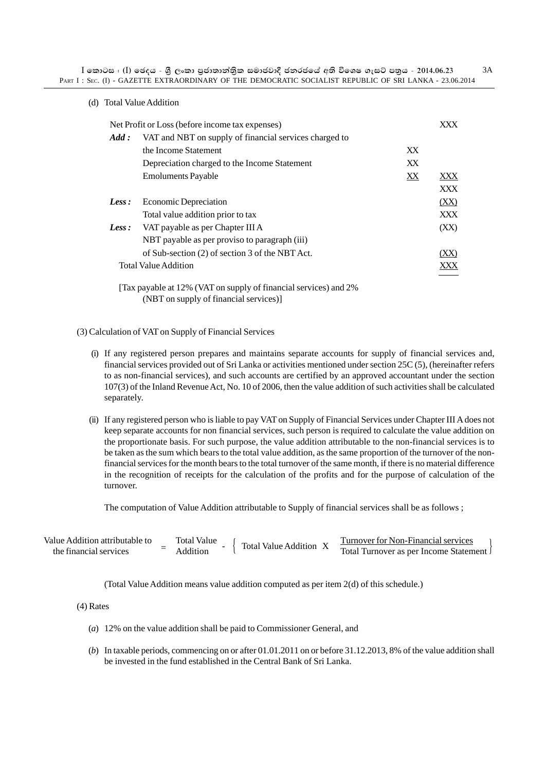(d) Total Value Addition

| | | | |
|---|---|---|---|
| Net Profit or Loss (before income tax expenses) | | | XXX |
| ***Add :*** | VAT and NBT on supply of financial services charged to the Income Statement | XX | |
| | Depreciation charged to the Income Statement | XX | |
| | Emoluments Payable | XX | XXX |
| | | | XXX |
| ***Less :*** | Economic Depreciation | | (XX) |
| | Total value addition prior to tax | | XXX |
| ***Less :*** | VAT payable as per Chapter III A | | (XX) |
| | NBT payable as per proviso to paragraph (iii) of Sub-section (2) of section 3 of the NBT Act. | | (XX) |
| Total Value Addition | | | XXX |

[Tax payable at 12% (VAT on supply of financial services) and 2% (NBT on supply of financial services)]

(3) Calculation of VAT on Supply of Financial Services

(i) If any registered person prepares and maintains separate accounts for supply of financial services and, financial services provided out of Sri Lanka or activities mentioned under section 25C (5), (hereinafter refers to as non-financial services), and such accounts are certified by an approved accountant under the section 107(3) of the Inland Revenue Act, No. 10 of 2006, then the value addition of such activities shall be calculated separately.

(ii) If any registered person who is liable to pay VAT on Supply of Financial Services under Chapter III A does not keep separate accounts for non financial services, such person is required to calculate the value addition on the proportionate basis. For such purpose, the value addition attributable to the non-financial services is to be taken as the sum which bears to the total value addition, as the same proportion of the turnover of the non-financial services for the month bears to the total turnover of the same month, if there is no material difference in the recognition of receipts for the calculation of the profits and for the purpose of calculation of the turnover.

The computation of Value Addition attributable to Supply of financial services shall be as follows ;

$$\text{Value Addition attributable to the financial services} = \text{Total Value Addition} - \left\{ \text{Total Value Addition} \times \frac{\text{Turnover for Non-Financial services}}{\text{Total Turnover as per Income Statement}} \right\}$$

(Total Value Addition means value addition computed as per item 2(d) of this schedule.)

(4) Rates

(*a*) 12% on the value addition shall be paid to Commissioner General, and

(*b*) In taxable periods, commencing on or after 01.01.2011 on or before 31.12.2013, 8% of the value addition shall be invested in the fund established in the Central Bank of Sri Lanka.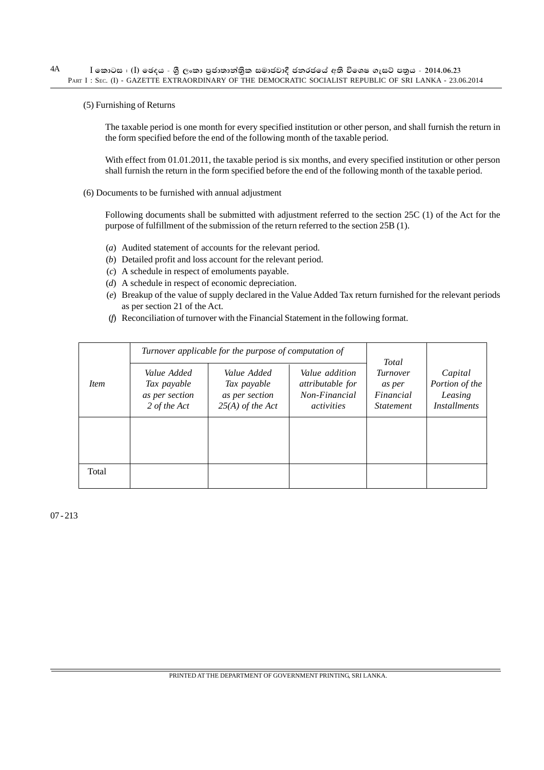(5) Furnishing of Returns

The taxable period is one month for every specified institution or other person, and shall furnish the return in the form specified before the end of the following month of the taxable period.

With effect from 01.01.2011, the taxable period is six months, and every specified institution or other person shall furnish the return in the form specified before the end of the following month of the taxable period.

(6) Documents to be furnished with annual adjustment

Following documents shall be submitted with adjustment referred to the section 25C (1) of the Act for the purpose of fulfillment of the submission of the return referred to the section 25B (1).

(*a*) Audited statement of accounts for the relevant period.
(*b*) Detailed profit and loss account for the relevant period.
(*c*) A schedule in respect of emoluments payable.
(*d*) A schedule in respect of economic depreciation.
(*e*) Breakup of the value of supply declared in the Value Added Tax return furnished for the relevant periods as per section 21 of the Act.
(*f*) Reconciliation of turnover with the Financial Statement in the following format.

| *Item* | *Turnover applicable for the purpose of computation of* | | | *Total Turnover as per Financial Statement* | *Capital Portion of the Leasing Installments* |
|---|---|---|---|---|---|
| | *Value Added Tax payable as per section 2 of the Act* | *Value Added Tax payable as per section 25(A) of the Act* | *Value addition attributable for Non-Financial activities* | | |
| | | | | | |
| Total | | | | | |

07 - 213